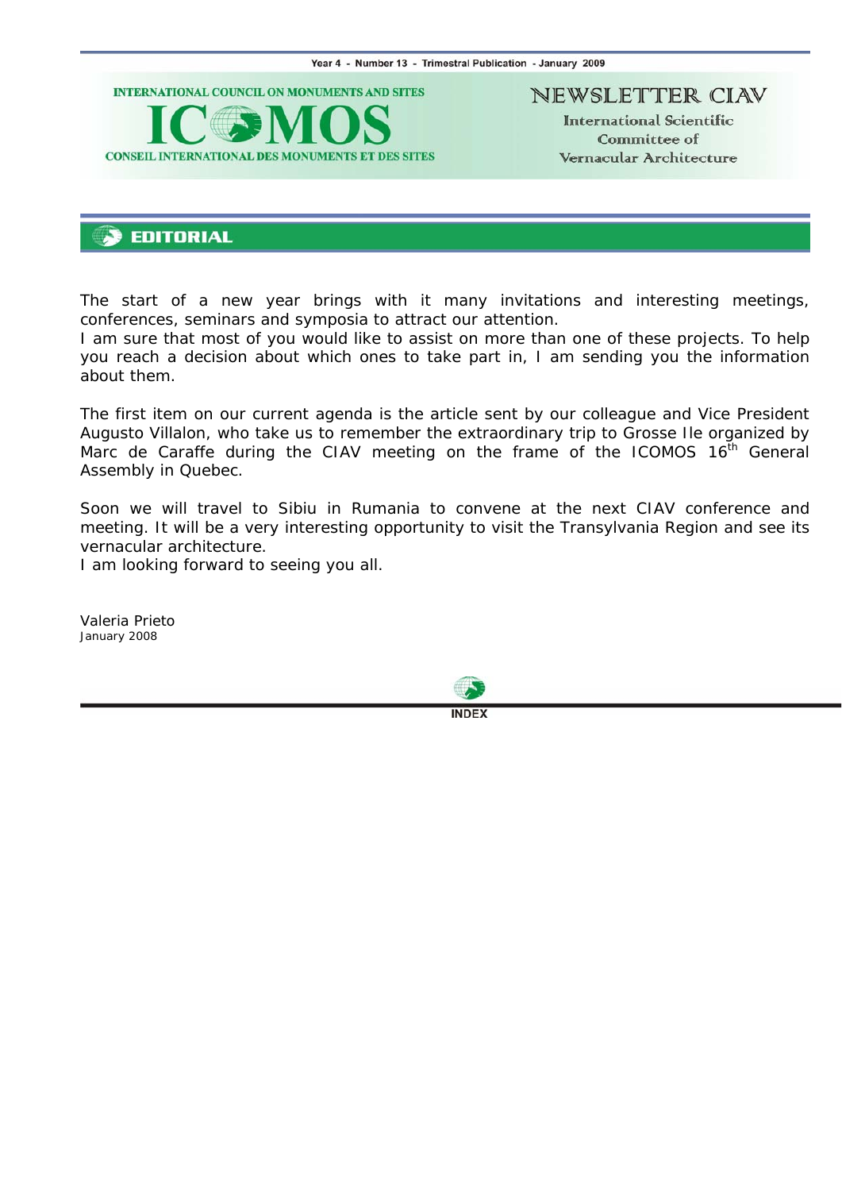Year 4 - Number 13 - Trimestral Publication - January 2009

INTERNATIONAL COUNCIL ON MONUMENTS AND SITES

ICOMOS

CONSEIL INTERNATIONAL DES MONUMENTS ET DES SITES

NEWSLETTER CIAV

International Scientific Committee of Vernacular Architecture

# EDITORIAL

The start of a new year brings with it many invitations and interesting meetings, conferences, seminars and symposia to attract our attention.
I am sure that most of you would like to assist on more than one of these projects. To help you reach a decision about which ones to take part in, I am sending you the information about them.

The first item on our current agenda is the article sent by our colleague and Vice President Augusto Villalon, who take us to remember the extraordinary trip to Grosse Ile organized by Marc de Caraffe during the CIAV meeting on the frame of the ICOMOS 16th General Assembly in Quebec.

Soon we will travel to Sibiu in Rumania to convene at the next CIAV conference and meeting. It will be a very interesting opportunity to visit the Transylvania Region and see its vernacular architecture.
I am looking forward to seeing you all.

Valeria Prieto
January 2008

INDEX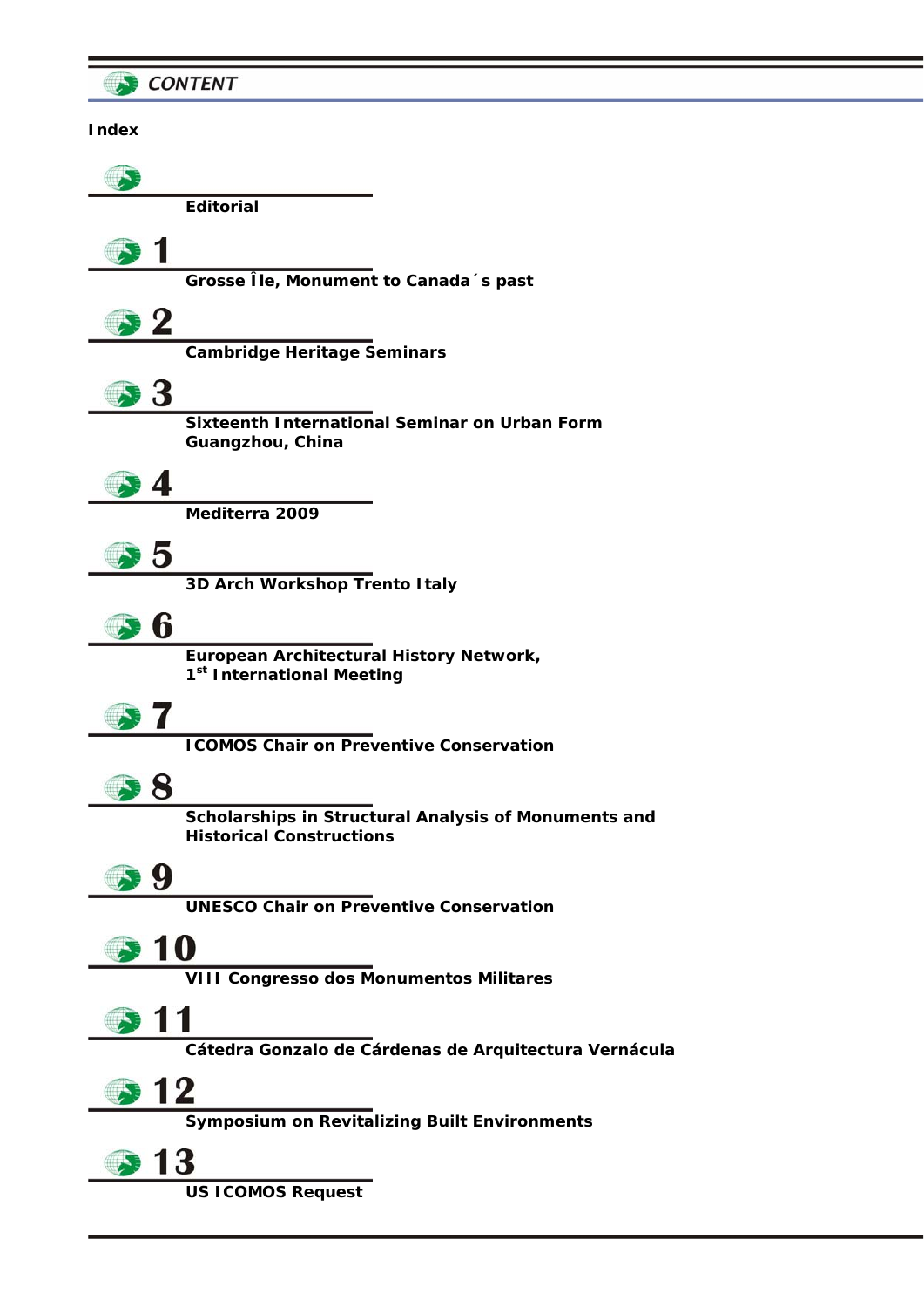# CONTENT

## Index

**Editorial**

**1**

**Grosse Île, Monument to Canada´s past**

**2**

**Cambridge Heritage Seminars**

**3**

**Sixteenth International Seminar on Urban Form Guangzhou, China**

**4**

**Mediterra 2009**

**5**

**3D Arch Workshop Trento Italy**

**6**

**European Architectural History Network, 1st International Meeting**

**7**

**ICOMOS Chair on Preventive Conservation**

**8**

**Scholarships in Structural Analysis of Monuments and Historical Constructions**

**9**

**UNESCO Chair on Preventive Conservation**

**10**

**VIII Congresso dos Monumentos Militares**

**11**

**Cátedra Gonzalo de Cárdenas de Arquitectura Vernácula**

**12**

**Symposium on Revitalizing Built Environments**

**13**

**US ICOMOS Request**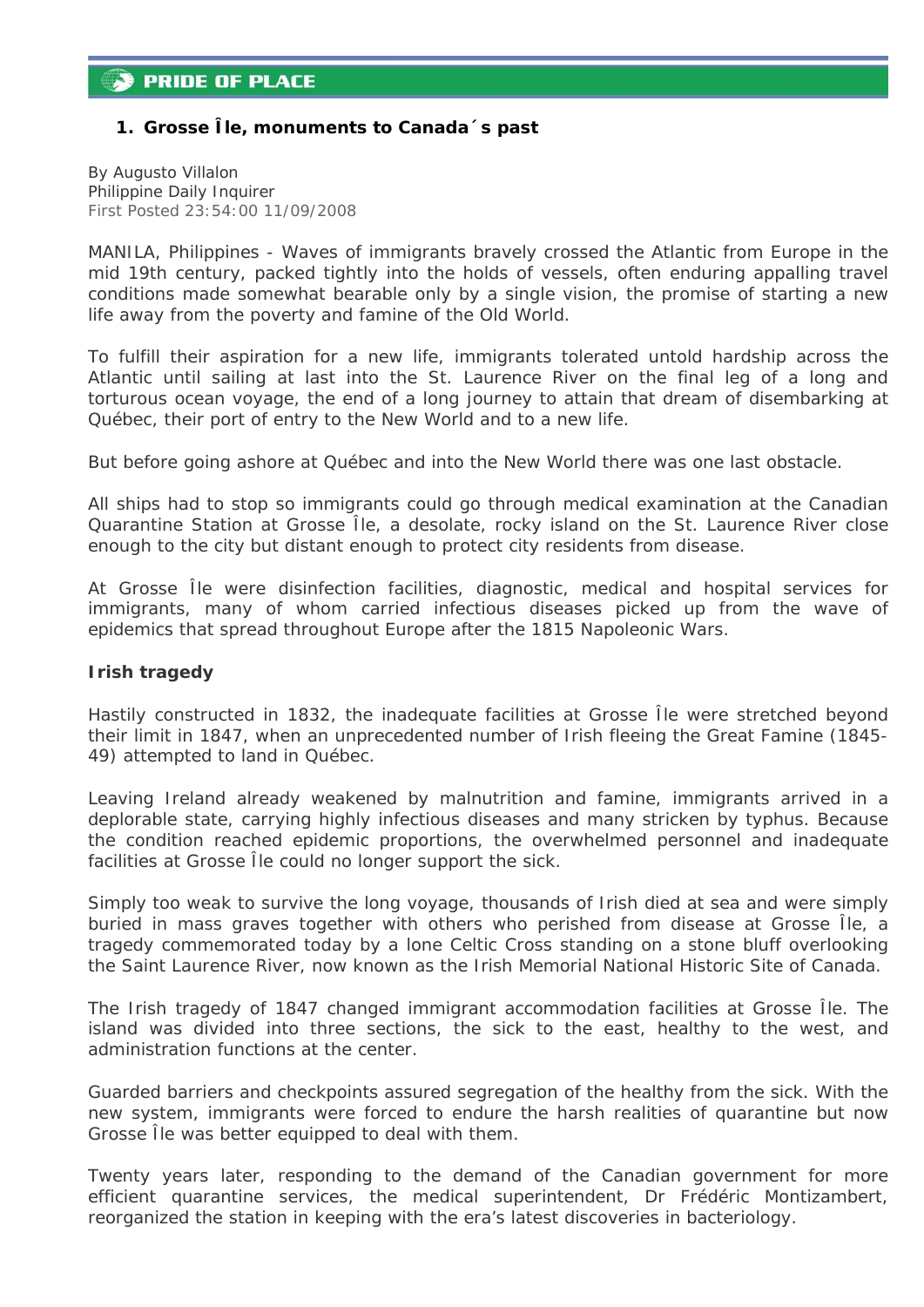**PRIDE OF PLACE**

## 1. Grosse Île, monuments to Canada´s past

By Augusto Villalon
Philippine Daily Inquirer
First Posted 23:54:00 11/09/2008

MANILA, Philippines - Waves of immigrants bravely crossed the Atlantic from Europe in the mid 19th century, packed tightly into the holds of vessels, often enduring appalling travel conditions made somewhat bearable only by a single vision, the promise of starting a new life away from the poverty and famine of the Old World.

To fulfill their aspiration for a new life, immigrants tolerated untold hardship across the Atlantic until sailing at last into the St. Laurence River on the final leg of a long and torturous ocean voyage, the end of a long journey to attain that dream of disembarking at Québec, their port of entry to the New World and to a new life.

But before going ashore at Québec and into the New World there was one last obstacle.

All ships had to stop so immigrants could go through medical examination at the Canadian Quarantine Station at Grosse Île, a desolate, rocky island on the St. Laurence River close enough to the city but distant enough to protect city residents from disease.

At Grosse Île were disinfection facilities, diagnostic, medical and hospital services for immigrants, many of whom carried infectious diseases picked up from the wave of epidemics that spread throughout Europe after the 1815 Napoleonic Wars.

**Irish tragedy**

Hastily constructed in 1832, the inadequate facilities at Grosse Île were stretched beyond their limit in 1847, when an unprecedented number of Irish fleeing the Great Famine (1845-49) attempted to land in Québec.

Leaving Ireland already weakened by malnutrition and famine, immigrants arrived in a deplorable state, carrying highly infectious diseases and many stricken by typhus. Because the condition reached epidemic proportions, the overwhelmed personnel and inadequate facilities at Grosse Île could no longer support the sick.

Simply too weak to survive the long voyage, thousands of Irish died at sea and were simply buried in mass graves together with others who perished from disease at Grosse Île, a tragedy commemorated today by a lone Celtic Cross standing on a stone bluff overlooking the Saint Laurence River, now known as the Irish Memorial National Historic Site of Canada.

The Irish tragedy of 1847 changed immigrant accommodation facilities at Grosse Île. The island was divided into three sections, the sick to the east, healthy to the west, and administration functions at the center.

Guarded barriers and checkpoints assured segregation of the healthy from the sick. With the new system, immigrants were forced to endure the harsh realities of quarantine but now Grosse Île was better equipped to deal with them.

Twenty years later, responding to the demand of the Canadian government for more efficient quarantine services, the medical superintendent, Dr Frédéric Montizambert, reorganized the station in keeping with the era's latest discoveries in bacteriology.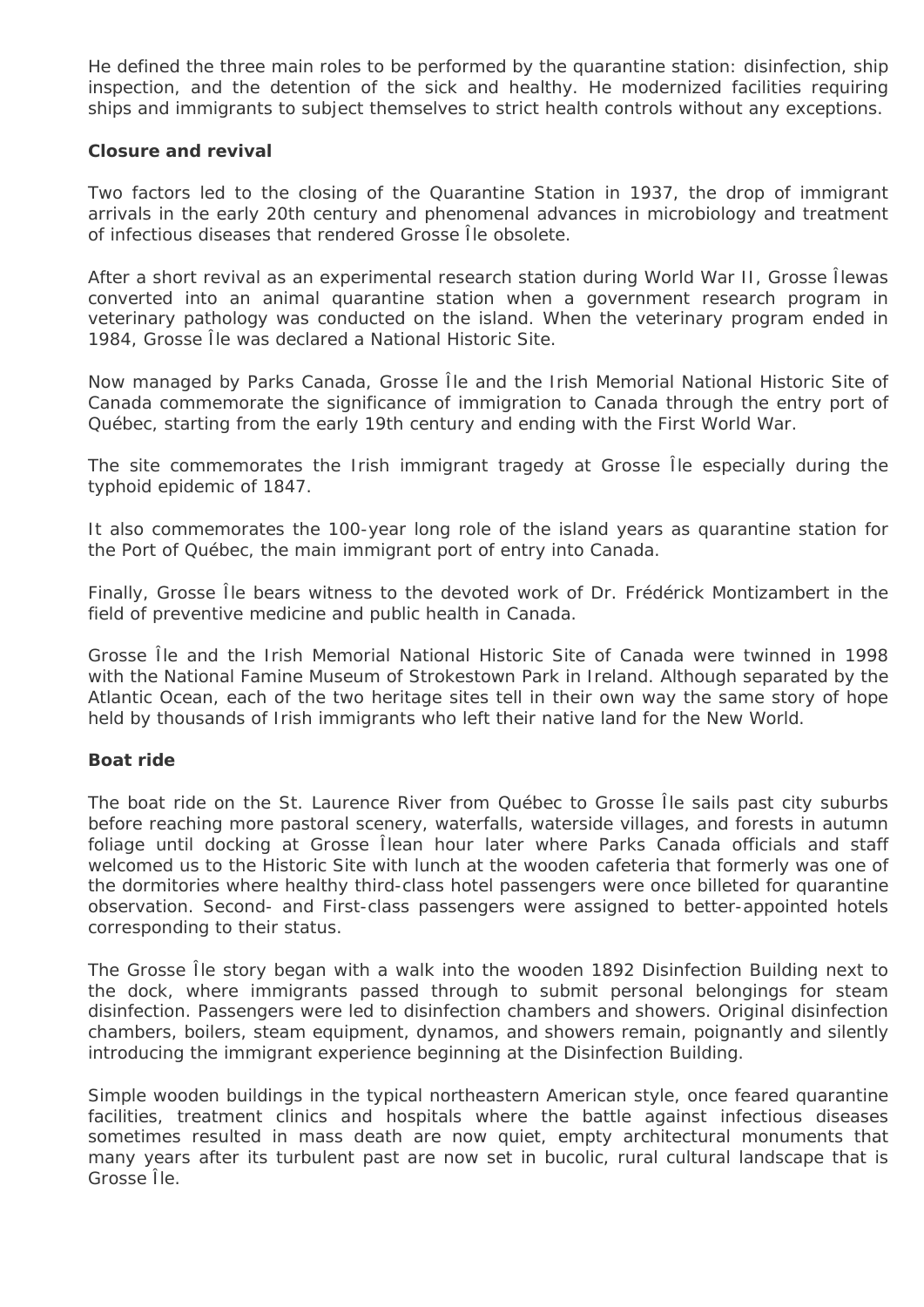He defined the three main roles to be performed by the quarantine station: disinfection, ship inspection, and the detention of the sick and healthy. He modernized facilities requiring ships and immigrants to subject themselves to strict health controls without any exceptions.

**Closure and revival**

Two factors led to the closing of the Quarantine Station in 1937, the drop of immigrant arrivals in the early 20th century and phenomenal advances in microbiology and treatment of infectious diseases that rendered Grosse Île obsolete.

After a short revival as an experimental research station during World War II, Grosse Îlewas converted into an animal quarantine station when a government research program in veterinary pathology was conducted on the island. When the veterinary program ended in 1984, Grosse Île was declared a National Historic Site.

Now managed by Parks Canada, Grosse Île and the Irish Memorial National Historic Site of Canada commemorate the significance of immigration to Canada through the entry port of Québec, starting from the early 19th century and ending with the First World War.

The site commemorates the Irish immigrant tragedy at Grosse Île especially during the typhoid epidemic of 1847.

It also commemorates the 100-year long role of the island years as quarantine station for the Port of Québec, the main immigrant port of entry into Canada.

Finally, Grosse Île bears witness to the devoted work of Dr. Frédérick Montizambert in the field of preventive medicine and public health in Canada.

Grosse Île and the Irish Memorial National Historic Site of Canada were twinned in 1998 with the National Famine Museum of Strokestown Park in Ireland. Although separated by the Atlantic Ocean, each of the two heritage sites tell in their own way the same story of hope held by thousands of Irish immigrants who left their native land for the New World.

**Boat ride**

The boat ride on the St. Laurence River from Québec to Grosse Île sails past city suburbs before reaching more pastoral scenery, waterfalls, waterside villages, and forests in autumn foliage until docking at Grosse Îlean hour later where Parks Canada officials and staff welcomed us to the Historic Site with lunch at the wooden cafeteria that formerly was one of the dormitories where healthy third-class hotel passengers were once billeted for quarantine observation. Second- and First-class passengers were assigned to better-appointed hotels corresponding to their status.

The Grosse Île story began with a walk into the wooden 1892 Disinfection Building next to the dock, where immigrants passed through to submit personal belongings for steam disinfection. Passengers were led to disinfection chambers and showers. Original disinfection chambers, boilers, steam equipment, dynamos, and showers remain, poignantly and silently introducing the immigrant experience beginning at the Disinfection Building.

Simple wooden buildings in the typical northeastern American style, once feared quarantine facilities, treatment clinics and hospitals where the battle against infectious diseases sometimes resulted in mass death are now quiet, empty architectural monuments that many years after its turbulent past are now set in bucolic, rural cultural landscape that is Grosse Île.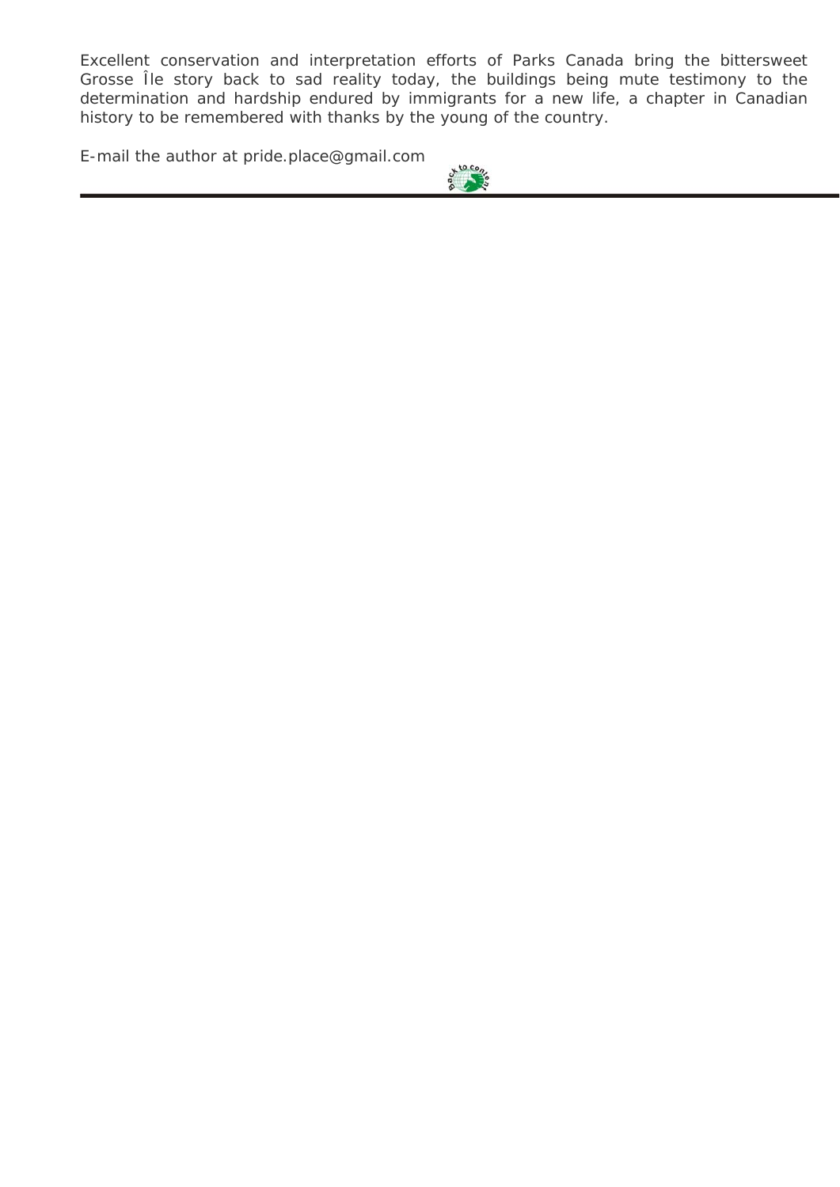Excellent conservation and interpretation efforts of Parks Canada bring the bittersweet Grosse Île story back to sad reality today, the buildings being mute testimony to the determination and hardship endured by immigrants for a new life, a chapter in Canadian history to be remembered with thanks by the young of the country.

E-mail the author at pride.place@gmail.com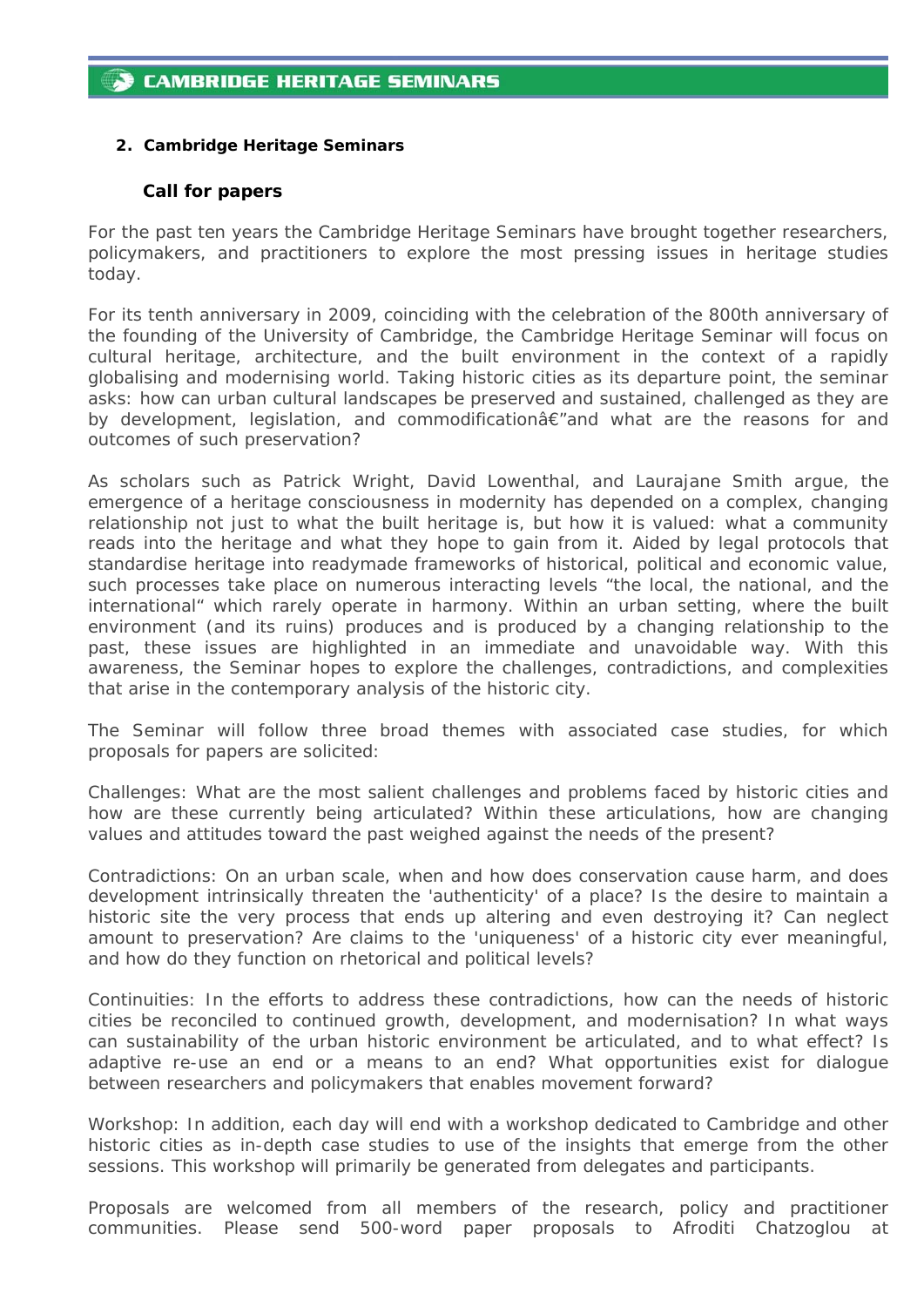## 2. Cambridge Heritage Seminars

### Call for papers

For the past ten years the Cambridge Heritage Seminars have brought together researchers, policymakers, and practitioners to explore the most pressing issues in heritage studies today.

For its tenth anniversary in 2009, coinciding with the celebration of the 800th anniversary of the founding of the University of Cambridge, the Cambridge Heritage Seminar will focus on cultural heritage, architecture, and the built environment in the context of a rapidly globalising and modernising world. Taking historic cities as its departure point, the seminar asks: how can urban cultural landscapes be preserved and sustained, challenged as they are by development, legislation, and commodificationâ€"and what are the reasons for and outcomes of such preservation?

As scholars such as Patrick Wright, David Lowenthal, and Laurajane Smith argue, the emergence of a heritage consciousness in modernity has depended on a complex, changing relationship not just to what the built heritage is, but how it is valued: what a community reads into the heritage and what they hope to gain from it. Aided by legal protocols that standardise heritage into readymade frameworks of historical, political and economic value, such processes take place on numerous interacting levels "the local, the national, and the international" which rarely operate in harmony. Within an urban setting, where the built environment (and its ruins) produces and is produced by a changing relationship to the past, these issues are highlighted in an immediate and unavoidable way. With this awareness, the Seminar hopes to explore the challenges, contradictions, and complexities that arise in the contemporary analysis of the historic city.

The Seminar will follow three broad themes with associated case studies, for which proposals for papers are solicited:

Challenges: What are the most salient challenges and problems faced by historic cities and how are these currently being articulated? Within these articulations, how are changing values and attitudes toward the past weighed against the needs of the present?

Contradictions: On an urban scale, when and how does conservation cause harm, and does development intrinsically threaten the 'authenticity' of a place? Is the desire to maintain a historic site the very process that ends up altering and even destroying it? Can neglect amount to preservation? Are claims to the 'uniqueness' of a historic city ever meaningful, and how do they function on rhetorical and political levels?

Continuities: In the efforts to address these contradictions, how can the needs of historic cities be reconciled to continued growth, development, and modernisation? In what ways can sustainability of the urban historic environment be articulated, and to what effect? Is adaptive re-use an end or a means to an end? What opportunities exist for dialogue between researchers and policymakers that enables movement forward?

Workshop: In addition, each day will end with a workshop dedicated to Cambridge and other historic cities as in-depth case studies to use of the insights that emerge from the other sessions. This workshop will primarily be generated from delegates and participants.

Proposals are welcomed from all members of the research, policy and practitioner communities. Please send 500-word paper proposals to Afroditi Chatzoglou at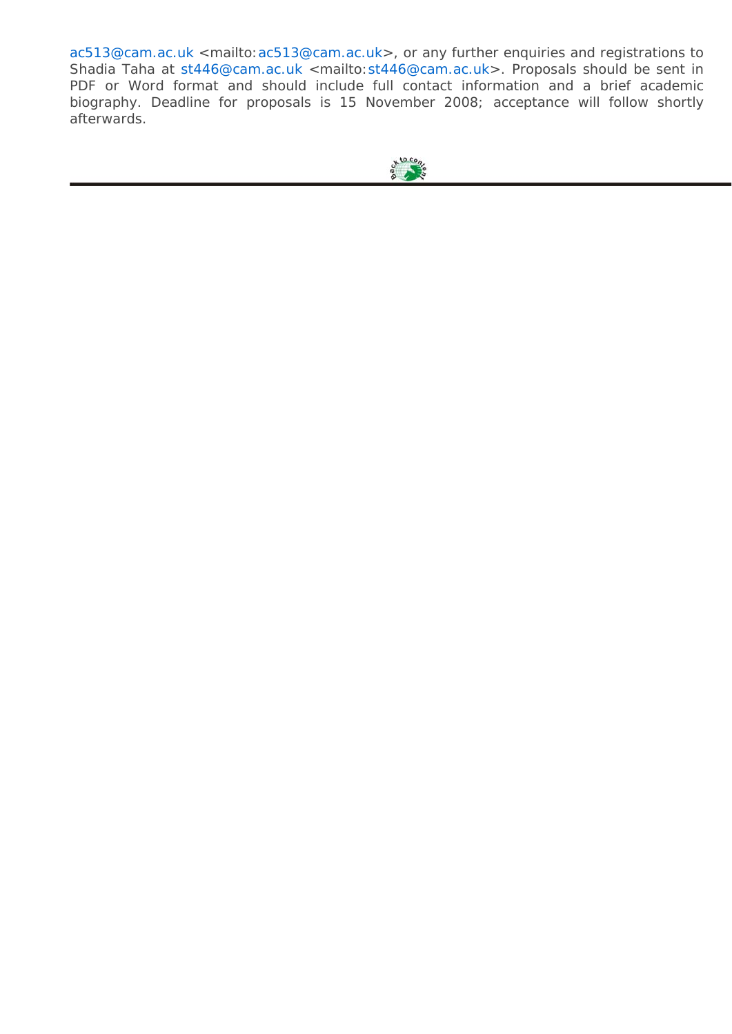ac513@cam.ac.uk <mailto:ac513@cam.ac.uk>, or any further enquiries and registrations to Shadia Taha at st446@cam.ac.uk <mailto:st446@cam.ac.uk>. Proposals should be sent in PDF or Word format and should include full contact information and a brief academic biography. Deadline for proposals is 15 November 2008; acceptance will follow shortly afterwards.

---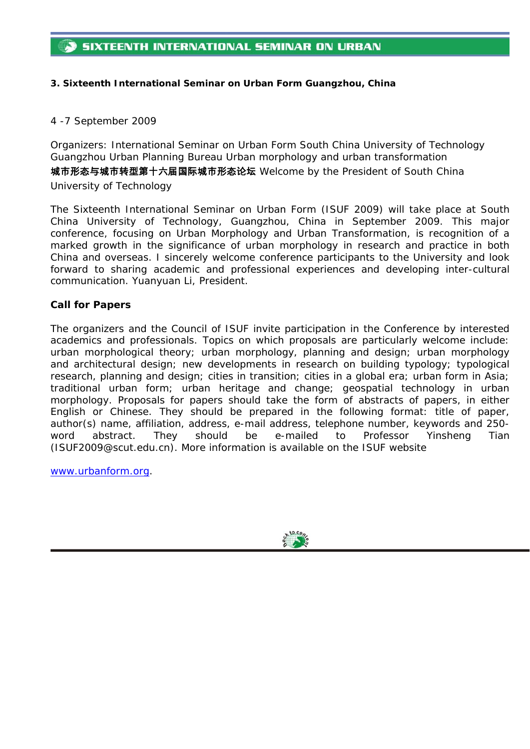### 3. Sixteenth International Seminar on Urban Form Guangzhou, China

4 -7 September 2009

Organizers: International Seminar on Urban Form South China University of Technology Guangzhou Urban Planning Bureau Urban morphology and urban transformation **城市形态与城市转型第十六届国际城市形态论坛** Welcome by the President of South China University of Technology

The Sixteenth International Seminar on Urban Form (ISUF 2009) will take place at South China University of Technology, Guangzhou, China in September 2009. This major conference, focusing on Urban Morphology and Urban Transformation, is recognition of a marked growth in the significance of urban morphology in research and practice in both China and overseas. I sincerely welcome conference participants to the University and look forward to sharing academic and professional experiences and developing inter-cultural communication. Yuanyuan Li, President.

**Call for Papers**

The organizers and the Council of ISUF invite participation in the Conference by interested academics and professionals. Topics on which proposals are particularly welcome include: urban morphological theory; urban morphology, planning and design; urban morphology and architectural design; new developments in research on building typology; typological research, planning and design; cities in transition; cities in a global era; urban form in Asia; traditional urban form; urban heritage and change; geospatial technology in urban morphology. Proposals for papers should take the form of abstracts of papers, in either English or Chinese. They should be prepared in the following format: title of paper, author(s) name, affiliation, address, e-mail address, telephone number, keywords and 250-word abstract. They should be e-mailed to Professor Yinsheng Tian (ISUF2009@scut.edu.cn). More information is available on the ISUF website

www.urbanform.org.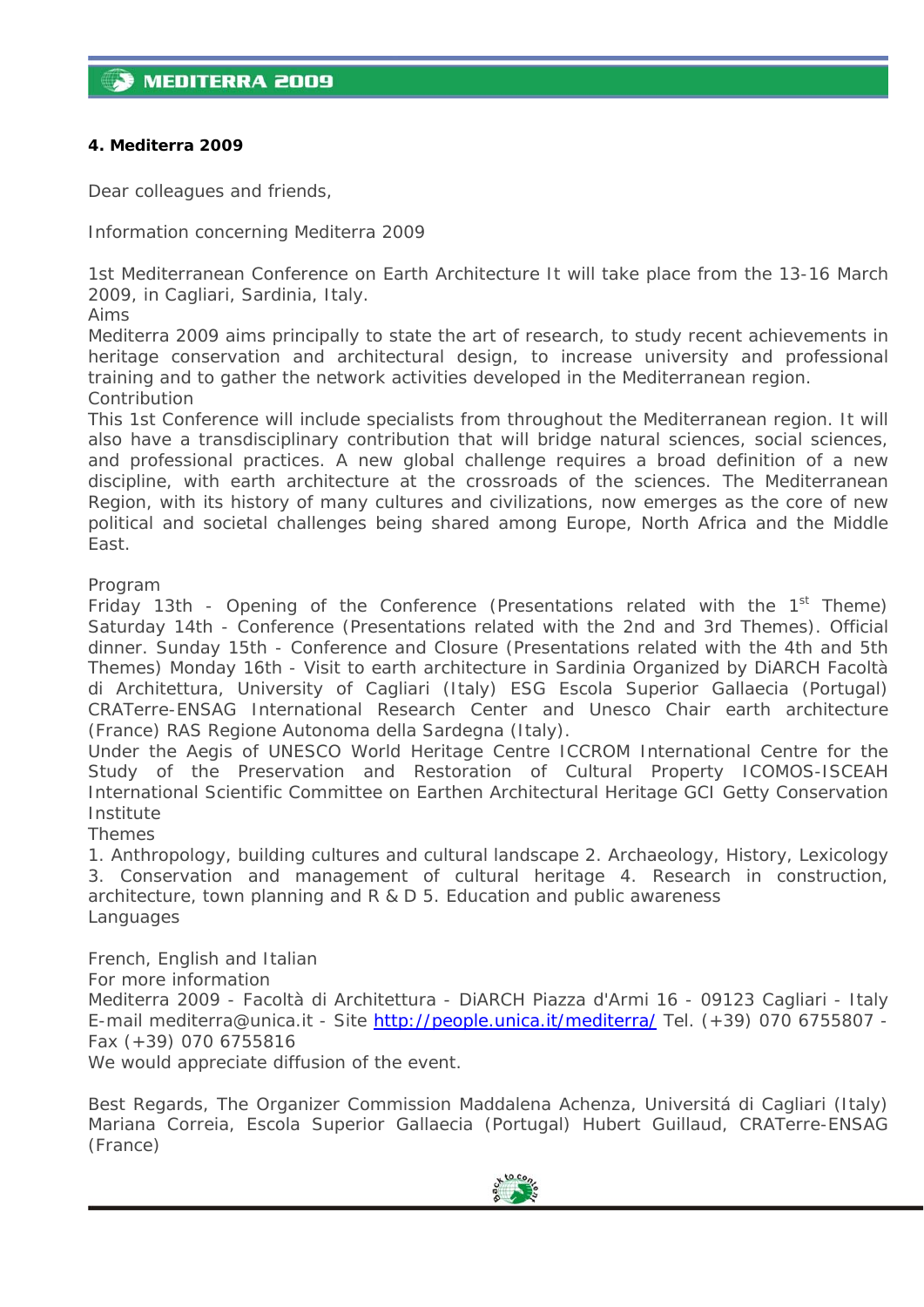#### 4. Mediterra 2009

Dear colleagues and friends,

Information concerning Mediterra 2009

1st Mediterranean Conference on Earth Architecture It will take place from the 13-16 March 2009, in Cagliari, Sardinia, Italy.
Aims
Mediterra 2009 aims principally to state the art of research, to study recent achievements in heritage conservation and architectural design, to increase university and professional training and to gather the network activities developed in the Mediterranean region.
Contribution
This 1st Conference will include specialists from throughout the Mediterranean region. It will also have a transdisciplinary contribution that will bridge natural sciences, social sciences, and professional practices. A new global challenge requires a broad definition of a new discipline, with earth architecture at the crossroads of the sciences. The Mediterranean Region, with its history of many cultures and civilizations, now emerges as the core of new political and societal challenges being shared among Europe, North Africa and the Middle East.

Program
Friday 13th - Opening of the Conference (Presentations related with the 1st Theme) Saturday 14th - Conference (Presentations related with the 2nd and 3rd Themes). Official dinner. Sunday 15th - Conference and Closure (Presentations related with the 4th and 5th Themes) Monday 16th - Visit to earth architecture in Sardinia Organized by DiARCH Facoltà di Architettura, University of Cagliari (Italy) ESG Escola Superior Gallaecia (Portugal) CRATerre-ENSAG International Research Center and Unesco Chair earth architecture (France) RAS Regione Autonoma della Sardegna (Italy).
Under the Aegis of UNESCO World Heritage Centre ICCROM International Centre for the Study of the Preservation and Restoration of Cultural Property ICOMOS-ISCEAH International Scientific Committee on Earthen Architectural Heritage GCI Getty Conservation Institute
Themes
1. Anthropology, building cultures and cultural landscape 2. Archaeology, History, Lexicology 3. Conservation and management of cultural heritage 4. Research in construction, architecture, town planning and R & D 5. Education and public awareness
Languages

French, English and Italian
For more information
Mediterra 2009 - Facoltà di Architettura - DiARCH Piazza d'Armi 16 - 09123 Cagliari - Italy E-mail mediterra@unica.it - Site http://people.unica.it/mediterra/ Tel. (+39) 070 6755807 - Fax (+39) 070 6755816
We would appreciate diffusion of the event.

Best Regards, The Organizer Commission Maddalena Achenza, Universitá di Cagliari (Italy) Mariana Correia, Escola Superior Gallaecia (Portugal) Hubert Guillaud, CRATerre-ENSAG (France)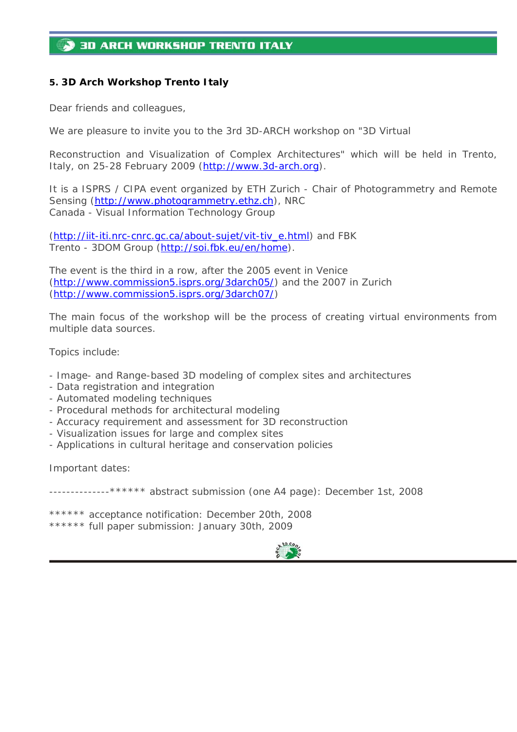## 5. 3D Arch Workshop Trento Italy

Dear friends and colleagues,

We are pleasure to invite you to the 3rd 3D-ARCH workshop on "3D Virtual

Reconstruction and Visualization of Complex Architectures" which will be held in Trento, Italy, on 25-28 February 2009 (http://www.3d-arch.org).

It is a ISPRS / CIPA event organized by ETH Zurich - Chair of Photogrammetry and Remote Sensing (http://www.photogrammetry.ethz.ch), NRC
Canada - Visual Information Technology Group

(http://iit-iti.nrc-cnrc.gc.ca/about-sujet/vit-tiv_e.html) and FBK
Trento - 3DOM Group (http://soi.fbk.eu/en/home).

The event is the third in a row, after the 2005 event in Venice
(http://www.commission5.isprs.org/3darch05/) and the 2007 in Zurich
(http://www.commission5.isprs.org/3darch07/)

The main focus of the workshop will be the process of creating virtual environments from multiple data sources.

Topics include:

- Image- and Range-based 3D modeling of complex sites and architectures
- Data registration and integration
- Automated modeling techniques
- Procedural methods for architectural modeling
- Accuracy requirement and assessment for 3D reconstruction
- Visualization issues for large and complex sites
- Applications in cultural heritage and conservation policies

Important dates:

--------------****** abstract submission (one A4 page): December 1st, 2008

****** acceptance notification: December 20th, 2008
****** full paper submission: January 30th, 2009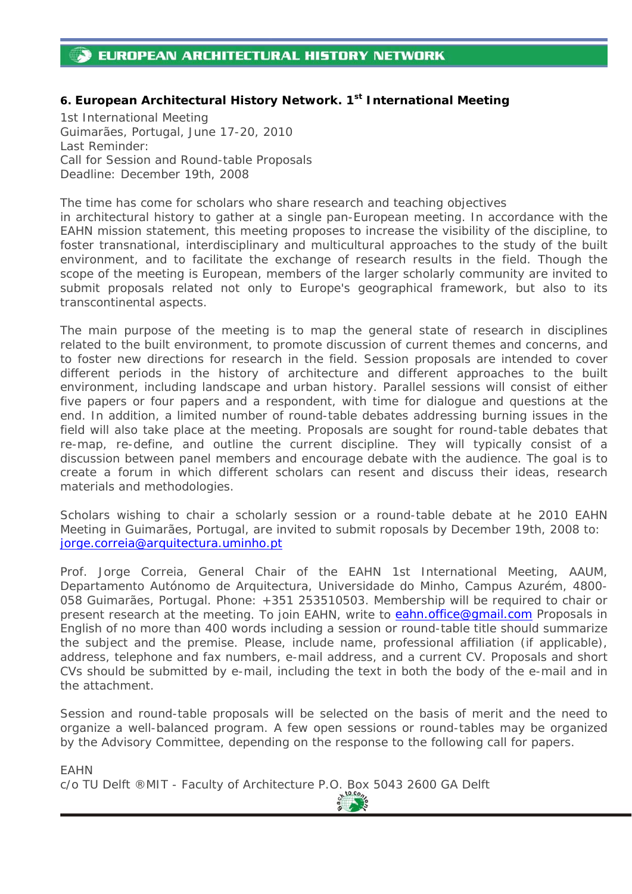## 6. European Architectural History Network. 1st International Meeting

1st International Meeting
Guimarães, Portugal, June 17-20, 2010
Last Reminder:
Call for Session and Round-table Proposals
Deadline: December 19th, 2008

The time has come for scholars who share research and teaching objectives in architectural history to gather at a single pan-European meeting. In accordance with the EAHN mission statement, this meeting proposes to increase the visibility of the discipline, to foster transnational, interdisciplinary and multicultural approaches to the study of the built environment, and to facilitate the exchange of research results in the field. Though the scope of the meeting is European, members of the larger scholarly community are invited to submit proposals related not only to Europe's geographical framework, but also to its transcontinental aspects.

The main purpose of the meeting is to map the general state of research in disciplines related to the built environment, to promote discussion of current themes and concerns, and to foster new directions for research in the field. Session proposals are intended to cover different periods in the history of architecture and different approaches to the built environment, including landscape and urban history. Parallel sessions will consist of either five papers or four papers and a respondent, with time for dialogue and questions at the end. In addition, a limited number of round-table debates addressing burning issues in the field will also take place at the meeting. Proposals are sought for round-table debates that re-map, re-define, and outline the current discipline. They will typically consist of a discussion between panel members and encourage debate with the audience. The goal is to create a forum in which different scholars can resent and discuss their ideas, research materials and methodologies.

Scholars wishing to chair a scholarly session or a round-table debate at he 2010 EAHN Meeting in Guimarães, Portugal, are invited to submit roposals by December 19th, 2008 to: jorge.correia@arquitectura.uminho.pt

Prof. Jorge Correia, General Chair of the EAHN 1st International Meeting, AAUM, Departamento Autónomo de Arquitectura, Universidade do Minho, Campus Azurém, 4800-058 Guimarães, Portugal. Phone: +351 253510503. Membership will be required to chair or present research at the meeting. To join EAHN, write to eahn.office@gmail.com Proposals in English of no more than 400 words including a session or round-table title should summarize the subject and the premise. Please, include name, professional affiliation (if applicable), address, telephone and fax numbers, e-mail address, and a current CV. Proposals and short CVs should be submitted by e-mail, including the text in both the body of the e-mail and in the attachment.

Session and round-table proposals will be selected on the basis of merit and the need to organize a well-balanced program. A few open sessions or round-tables may be organized by the Advisory Committee, depending on the response to the following call for papers.

EAHN
c/o TU Delft ®MIT - Faculty of Architecture P.O. Box 5043 2600 GA Delft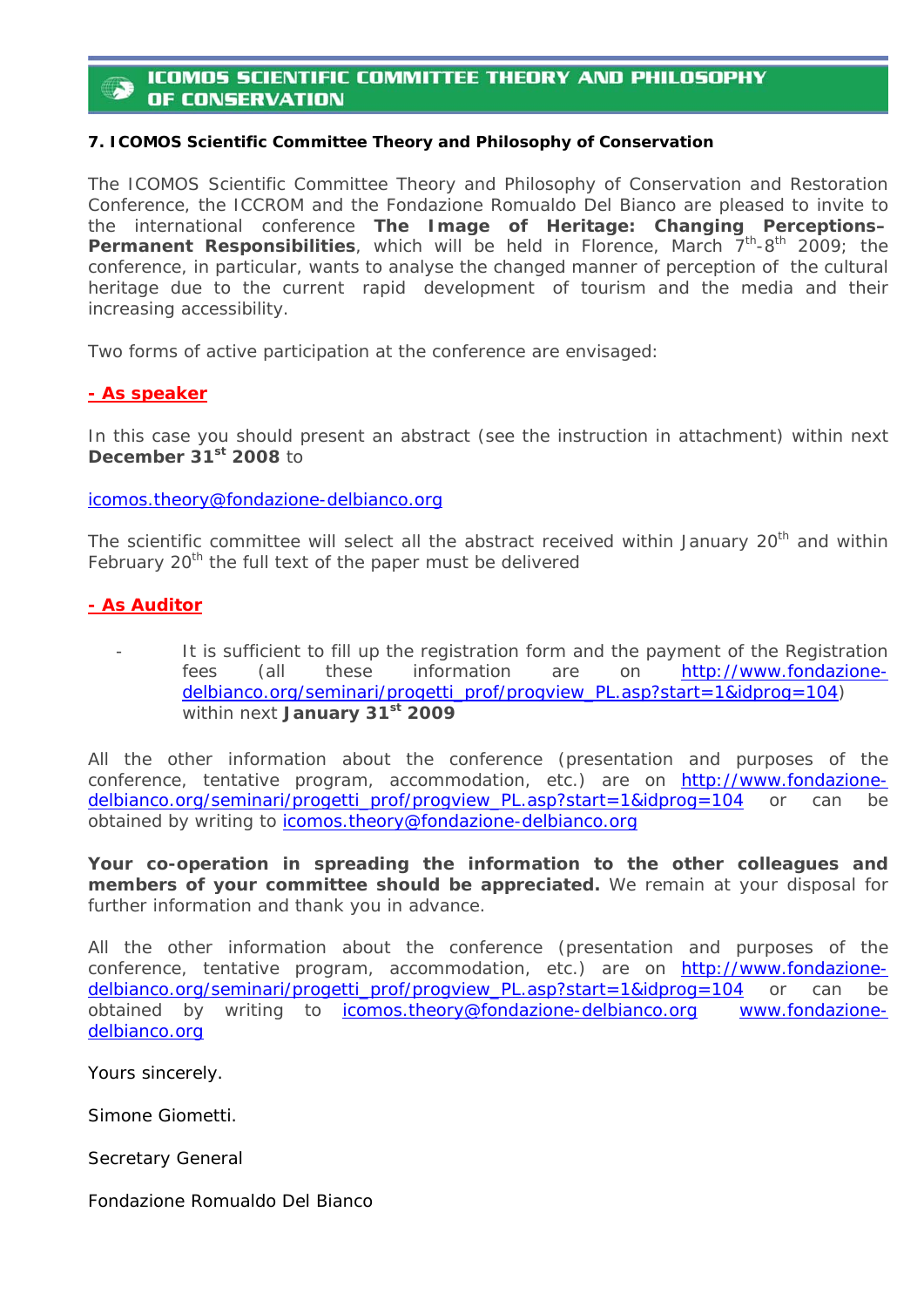**ICOMOS SCIENTIFIC COMMITTEE THEORY AND PHILOSOPHY OF CONSERVATION**

### 7. ICOMOS Scientific Committee Theory and Philosophy of Conservation

The ICOMOS Scientific Committee Theory and Philosophy of Conservation and Restoration Conference, the ICCROM and the Fondazione Romualdo Del Bianco are pleased to invite to the international conference **The Image of Heritage: Changing Perceptions– Permanent Responsibilities**, which will be held in Florence, March 7th-8th 2009; the conference, in particular, wants to analyse the changed manner of perception of the cultural heritage due to the current rapid development of tourism and the media and their increasing accessibility.

Two forms of active participation at the conference are envisaged:

**- As speaker**

In this case you should present an abstract (see the instruction in attachment) within next **December 31st 2008** to

icomos.theory@fondazione-delbianco.org

The scientific committee will select all the abstract received within January 20th and within February 20th the full text of the paper must be delivered

**- As Auditor**

- It is sufficient to fill up the registration form and the payment of the Registration fees (all these information are on http://www.fondazione-delbianco.org/seminari/progetti_prof/progview_PL.asp?start=1&idprog=104) within next **January 31st 2009**

All the other information about the conference (presentation and purposes of the conference, tentative program, accommodation, etc.) are on http://www.fondazione-delbianco.org/seminari/progetti_prof/progview_PL.asp?start=1&idprog=104 or can be obtained by writing to icomos.theory@fondazione-delbianco.org

**Your co-operation in spreading the information to the other colleagues and members of your committee should be appreciated.** We remain at your disposal for further information and thank you in advance.

All the other information about the conference (presentation and purposes of the conference, tentative program, accommodation, etc.) are on http://www.fondazione-delbianco.org/seminari/progetti_prof/progview_PL.asp?start=1&idprog=104 or can be obtained by writing to icomos.theory@fondazione-delbianco.org www.fondazione-delbianco.org

Yours sincerely.

Simone Giometti.

Secretary General

Fondazione Romualdo Del Bianco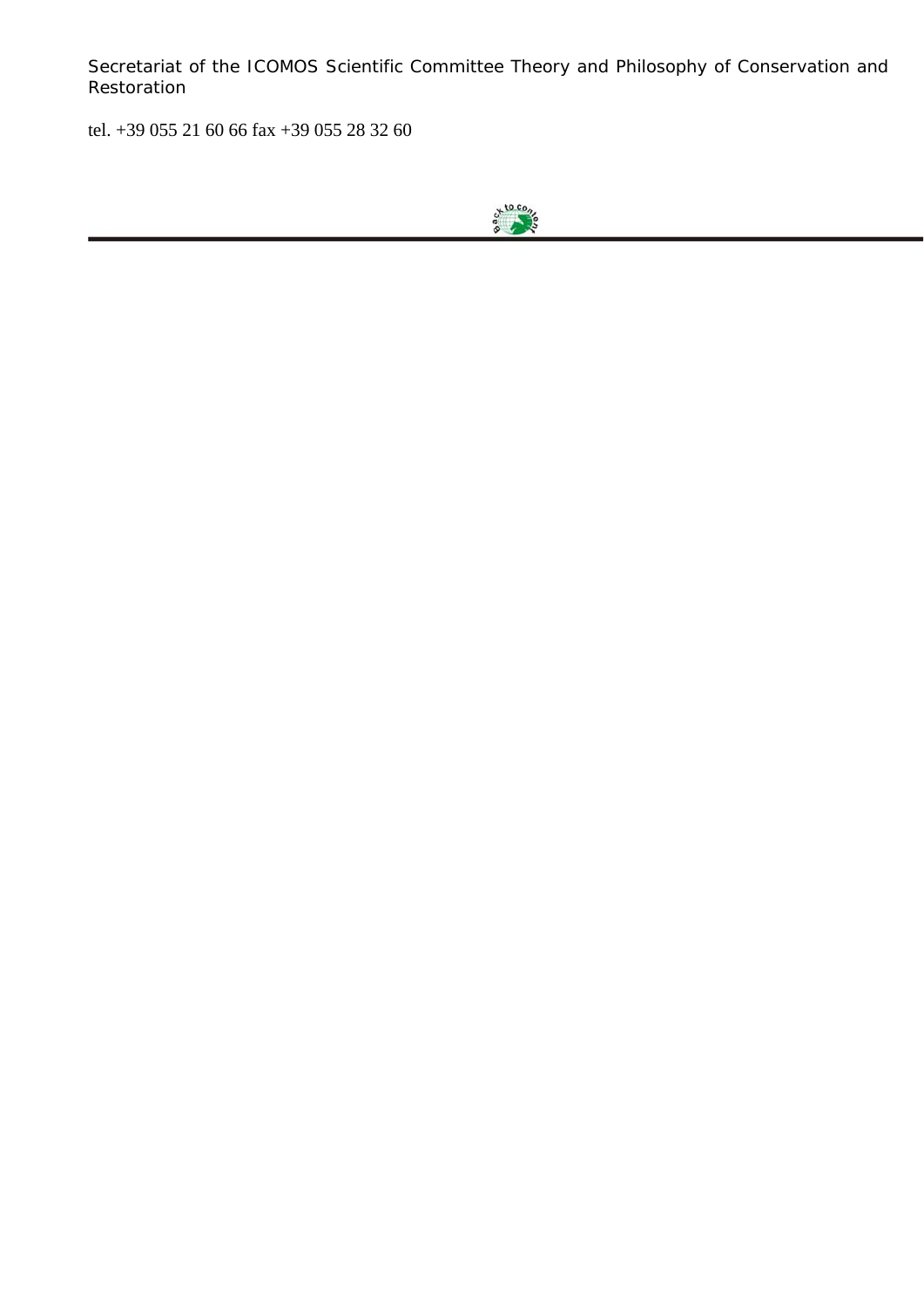Secretariat of the ICOMOS Scientific Committee Theory and Philosophy of Conservation and Restoration

tel. +39 055 21 60 66 fax +39 055 28 32 60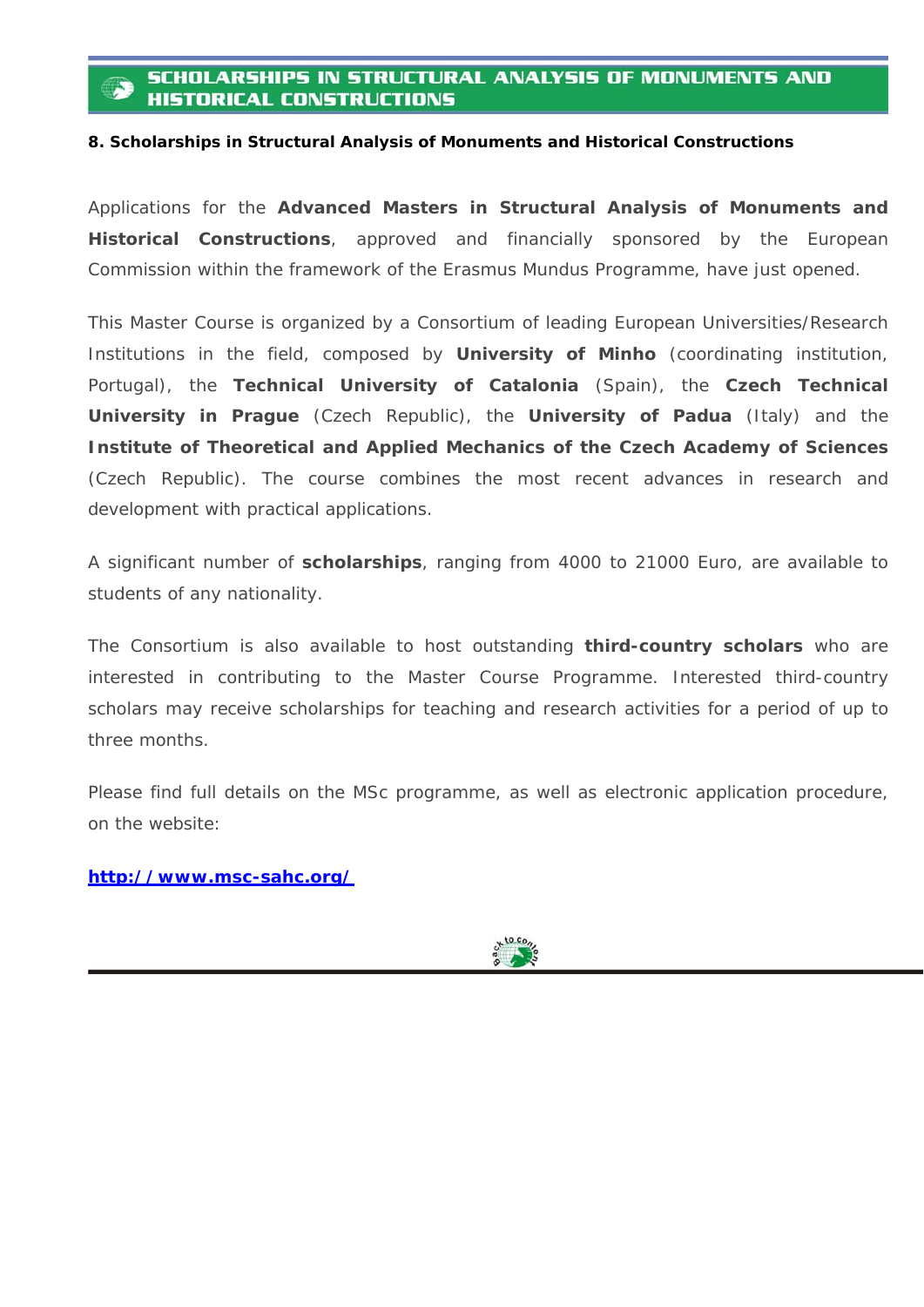## SCHOLARSHIPS IN STRUCTURAL ANALYSIS OF MONUMENTS AND HISTORICAL CONSTRUCTIONS

**8. Scholarships in Structural Analysis of Monuments and Historical Constructions**

Applications for the **Advanced Masters in Structural Analysis of Monuments and Historical Constructions**, approved and financially sponsored by the European Commission within the framework of the Erasmus Mundus Programme, have just opened.

This Master Course is organized by a Consortium of leading European Universities/Research Institutions in the field, composed by **University of Minho** (coordinating institution, Portugal), the **Technical University of Catalonia** (Spain), the **Czech Technical University in Prague** (Czech Republic), the **University of Padua** (Italy) and the **Institute of Theoretical and Applied Mechanics of the Czech Academy of Sciences** (Czech Republic). The course combines the most recent advances in research and development with practical applications.

A significant number of **scholarships**, ranging from 4000 to 21000 Euro, are available to students of any nationality.

The Consortium is also available to host outstanding **third-country scholars** who are interested in contributing to the Master Course Programme. Interested third-country scholars may receive scholarships for teaching and research activities for a period of up to three months.

Please find full details on the MSc programme, as well as electronic application procedure, on the website:

[http://www.msc-sahc.org/](http://www.msc-sahc.org/)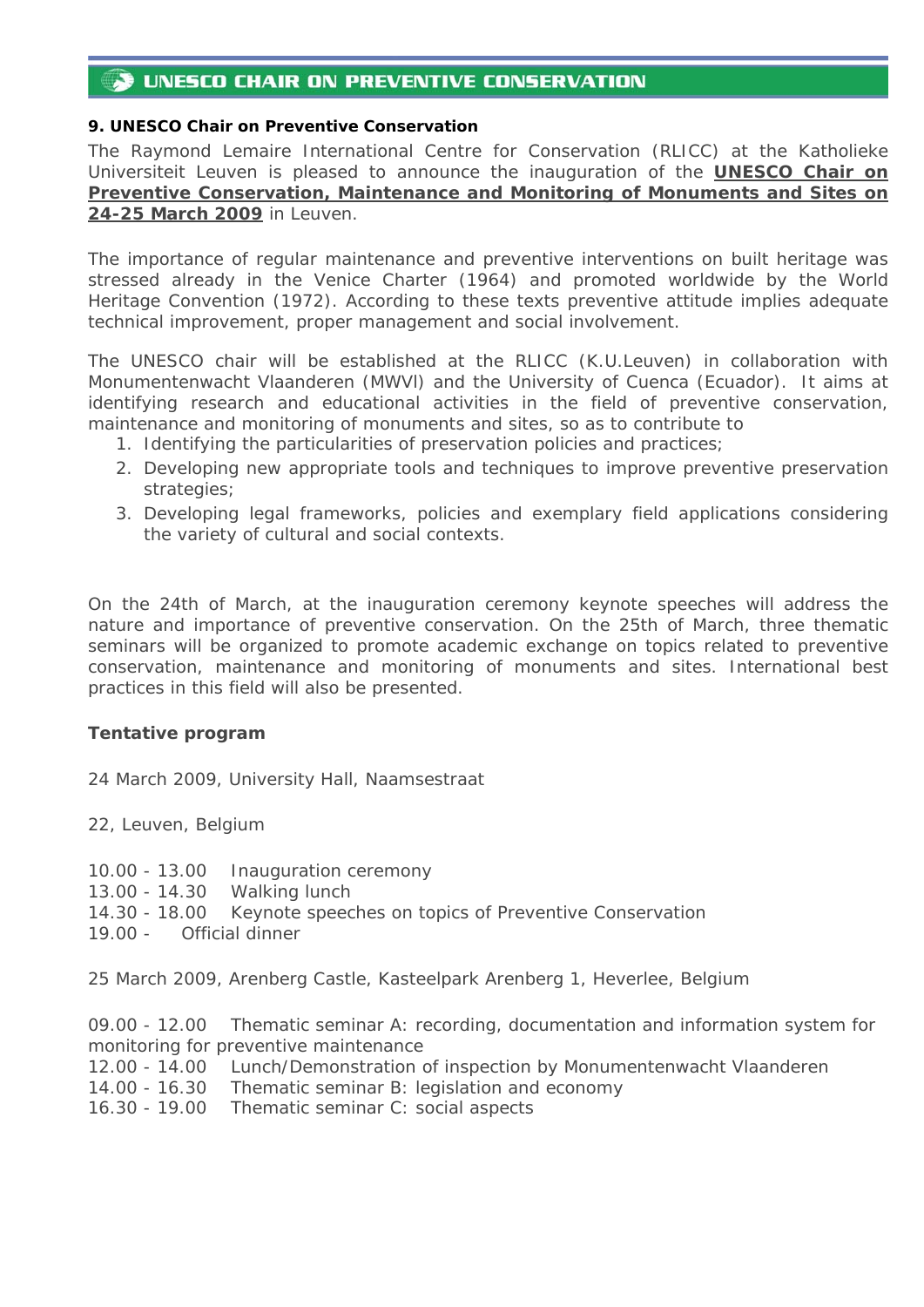## UNESCO CHAIR ON PREVENTIVE CONSERVATION

### 9. UNESCO Chair on Preventive Conservation

The Raymond Lemaire International Centre for Conservation (RLICC) at the Katholieke Universiteit Leuven is pleased to announce the inauguration of the **UNESCO Chair on Preventive Conservation, Maintenance and Monitoring of Monuments and Sites on 24-25 March 2009** in Leuven.

The importance of regular maintenance and preventive interventions on built heritage was stressed already in the Venice Charter (1964) and promoted worldwide by the World Heritage Convention (1972). According to these texts preventive attitude implies adequate technical improvement, proper management and social involvement.

The UNESCO chair will be established at the RLICC (K.U.Leuven) in collaboration with Monumentenwacht Vlaanderen (MWVl) and the University of Cuenca (Ecuador). It aims at identifying research and educational activities in the field of preventive conservation, maintenance and monitoring of monuments and sites, so as to contribute to

1. Identifying the particularities of preservation policies and practices;
2. Developing new appropriate tools and techniques to improve preventive preservation strategies;
3. Developing legal frameworks, policies and exemplary field applications considering the variety of cultural and social contexts.

On the 24th of March, at the inauguration ceremony keynote speeches will address the nature and importance of preventive conservation. On the 25th of March, three thematic seminars will be organized to promote academic exchange on topics related to preventive conservation, maintenance and monitoring of monuments and sites. International best practices in this field will also be presented.

**Tentative program**

24 March 2009, University Hall, Naamsestraat

22, Leuven, Belgium

10.00 - 13.00 Inauguration ceremony
13.00 - 14.30 Walking lunch
14.30 - 18.00 Keynote speeches on topics of Preventive Conservation
19.00 - Official dinner

25 March 2009, Arenberg Castle, Kasteelpark Arenberg 1, Heverlee, Belgium

09.00 - 12.00 Thematic seminar A: recording, documentation and information system for monitoring for preventive maintenance
12.00 - 14.00 Lunch/Demonstration of inspection by Monumentenwacht Vlaanderen
14.00 - 16.30 Thematic seminar B: legislation and economy
16.30 - 19.00 Thematic seminar C: social aspects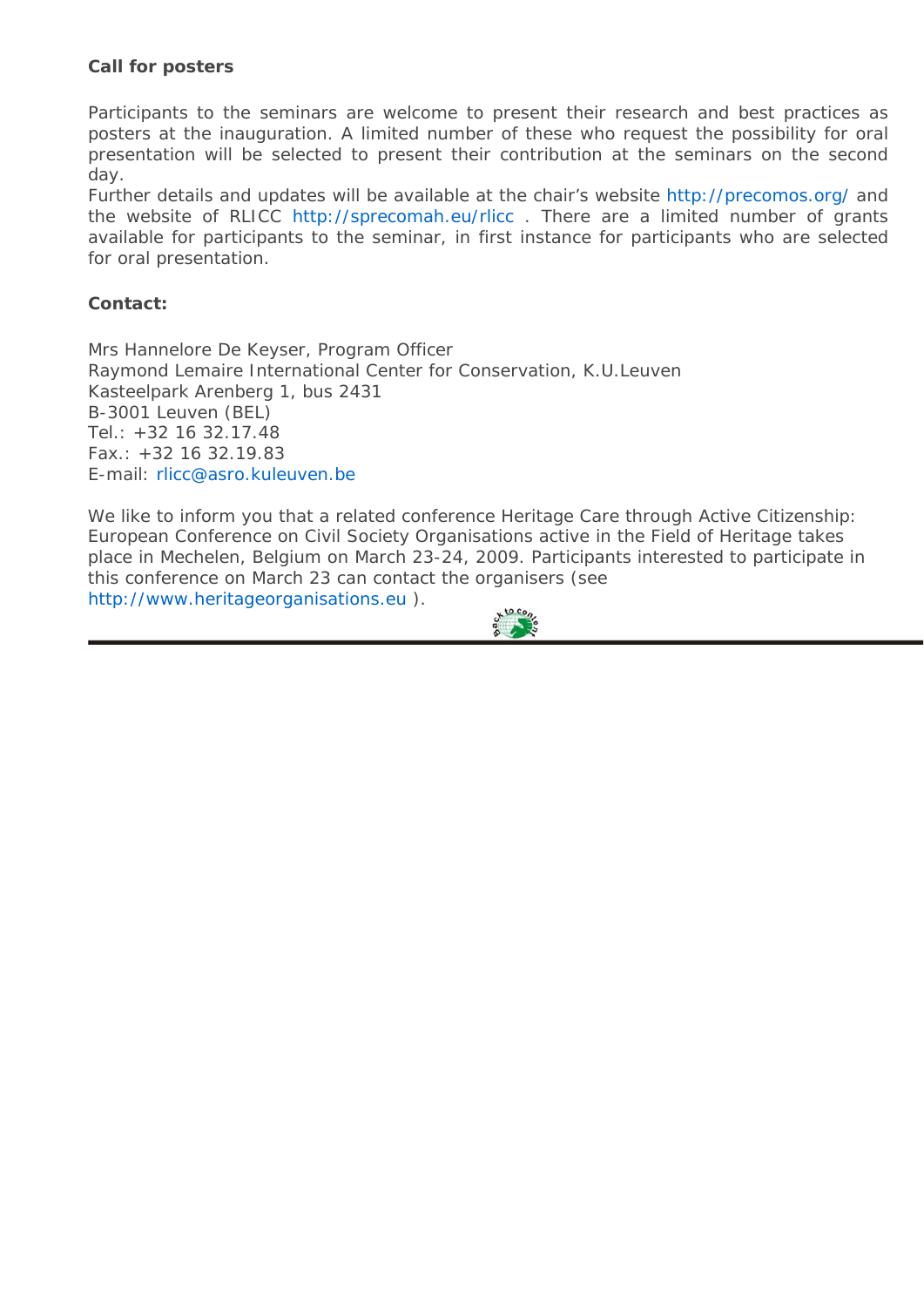**Call for posters**

Participants to the seminars are welcome to present their research and best practices as posters at the inauguration. A limited number of these who request the possibility for oral presentation will be selected to present their contribution at the seminars on the second day.
Further details and updates will be available at the chair's website http://precomos.org/ and the website of RLICC http://sprecomah.eu/rlicc . There are a limited number of grants available for participants to the seminar, in first instance for participants who are selected for oral presentation.

**Contact:**

Mrs Hannelore De Keyser, Program Officer
Raymond Lemaire International Center for Conservation, K.U.Leuven
Kasteelpark Arenberg 1, bus 2431
B-3001 Leuven (BEL)
Tel.: +32 16 32.17.48
Fax.: +32 16 32.19.83
E-mail: rlicc@asro.kuleuven.be

We like to inform you that a related conference Heritage Care through Active Citizenship: European Conference on Civil Society Organisations active in the Field of Heritage takes place in Mechelen, Belgium on March 23-24, 2009. Participants interested to participate in this conference on March 23 can contact the organisers (see http://www.heritageorganisations.eu ).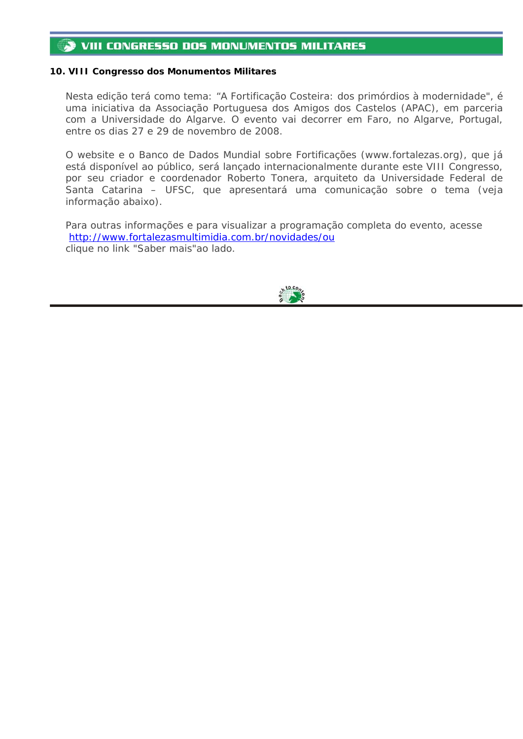# VIII CONGRESSO DOS MONUMENTOS MILITARES

## 10. VIII Congresso dos Monumentos Militares

Nesta edição terá como tema: "A Fortificação Costeira: dos primórdios à modernidade", é uma iniciativa da Associação Portuguesa dos Amigos dos Castelos (APAC), em parceria com a Universidade do Algarve. O evento vai decorrer em Faro, no Algarve, Portugal, entre os dias 27 e 29 de novembro de 2008.

O website e o Banco de Dados Mundial sobre Fortificações (www.fortalezas.org), que já está disponível ao público, será lançado internacionalmente durante este VIII Congresso, por seu criador e coordenador Roberto Tonera, arquiteto da Universidade Federal de Santa Catarina – UFSC, que apresentará uma comunicação sobre o tema (veja informação abaixo).

Para outras informações e para visualizar a programação completa do evento, acesse [http://www.fortalezasmultimidia.com.br/novidades/ou](http://www.fortalezasmultimidia.com.br/novidades/ou)
clique no link "Saber mais"ao lado.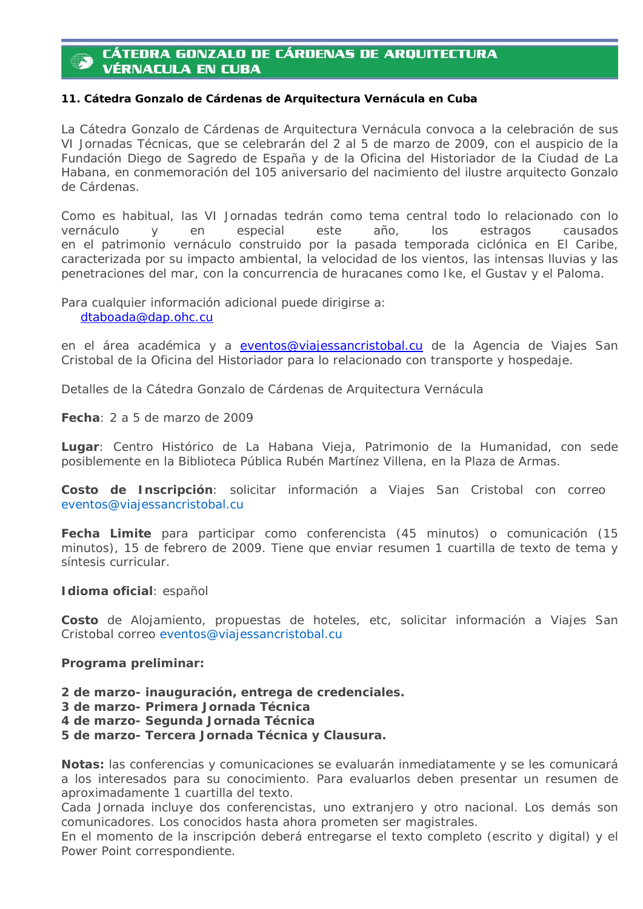## CÁTEDRA GONZALO DE CÁRDENAS DE ARQUITECTURA VÉRNACULA EN CUBA

### 11. Cátedra Gonzalo de Cárdenas de Arquitectura Vernácula en Cuba

La Cátedra Gonzalo de Cárdenas de Arquitectura Vernácula convoca a la celebración de sus VI Jornadas Técnicas, que se celebrarán del 2 al 5 de marzo de 2009, con el auspicio de la Fundación Diego de Sagredo de España y de la Oficina del Historiador de la Ciudad de La Habana, en conmemoración del 105 aniversario del nacimiento del ilustre arquitecto Gonzalo de Cárdenas.

Como es habitual, las VI Jornadas tedrán como tema central todo lo relacionado con lo vernáculo y en especial este año, los estragos causados en el patrimonio vernáculo construido por la pasada temporada ciclónica en El Caribe, caracterizada por su impacto ambiental, la velocidad de los vientos, las intensas lluvias y las penetraciones del mar, con la concurrencia de huracanes como Ike, el Gustav y el Paloma.

Para cualquier información adicional puede dirigirse a:
dtaboada@dap.ohc.cu

en el área académica y a eventos@viajessancristobal.cu de la Agencia de Viajes San Cristobal de la Oficina del Historiador para lo relacionado con transporte y hospedaje.

Detalles de la Cátedra Gonzalo de Cárdenas de Arquitectura Vernácula

**Fecha**: 2 a 5 de marzo de 2009

**Lugar**: Centro Histórico de La Habana Vieja, Patrimonio de la Humanidad, con sede posiblemente en la Biblioteca Pública Rubén Martínez Villena, en la Plaza de Armas.

**Costo de Inscripción**: solicitar información a Viajes San Cristobal con correo eventos@viajessancristobal.cu

**Fecha Limite** para participar como conferencista (45 minutos) o comunicación (15 minutos), 15 de febrero de 2009. Tiene que enviar resumen 1 cuartilla de texto de tema y síntesis curricular.

**Idioma oficial**: español

**Costo** de Alojamiento, propuestas de hoteles, etc, solicitar información a Viajes San Cristobal correo eventos@viajessancristobal.cu

**Programa preliminar:**

**2 de marzo- inauguración, entrega de credenciales.**
**3 de marzo- Primera Jornada Técnica**
**4 de marzo- Segunda Jornada Técnica**
**5 de marzo- Tercera Jornada Técnica y Clausura.**

**Notas:** las conferencias y comunicaciones se evaluarán inmediatamente y se les comunicará a los interesados para su conocimiento. Para evaluarlos deben presentar un resumen de aproximadamente 1 cuartilla del texto.
Cada Jornada incluye dos conferencistas, uno extranjero y otro nacional. Los demás son comunicadores. Los conocidos hasta ahora prometen ser magistrales.
En el momento de la inscripción deberá entregarse el texto completo (escrito y digital) y el Power Point correspondiente.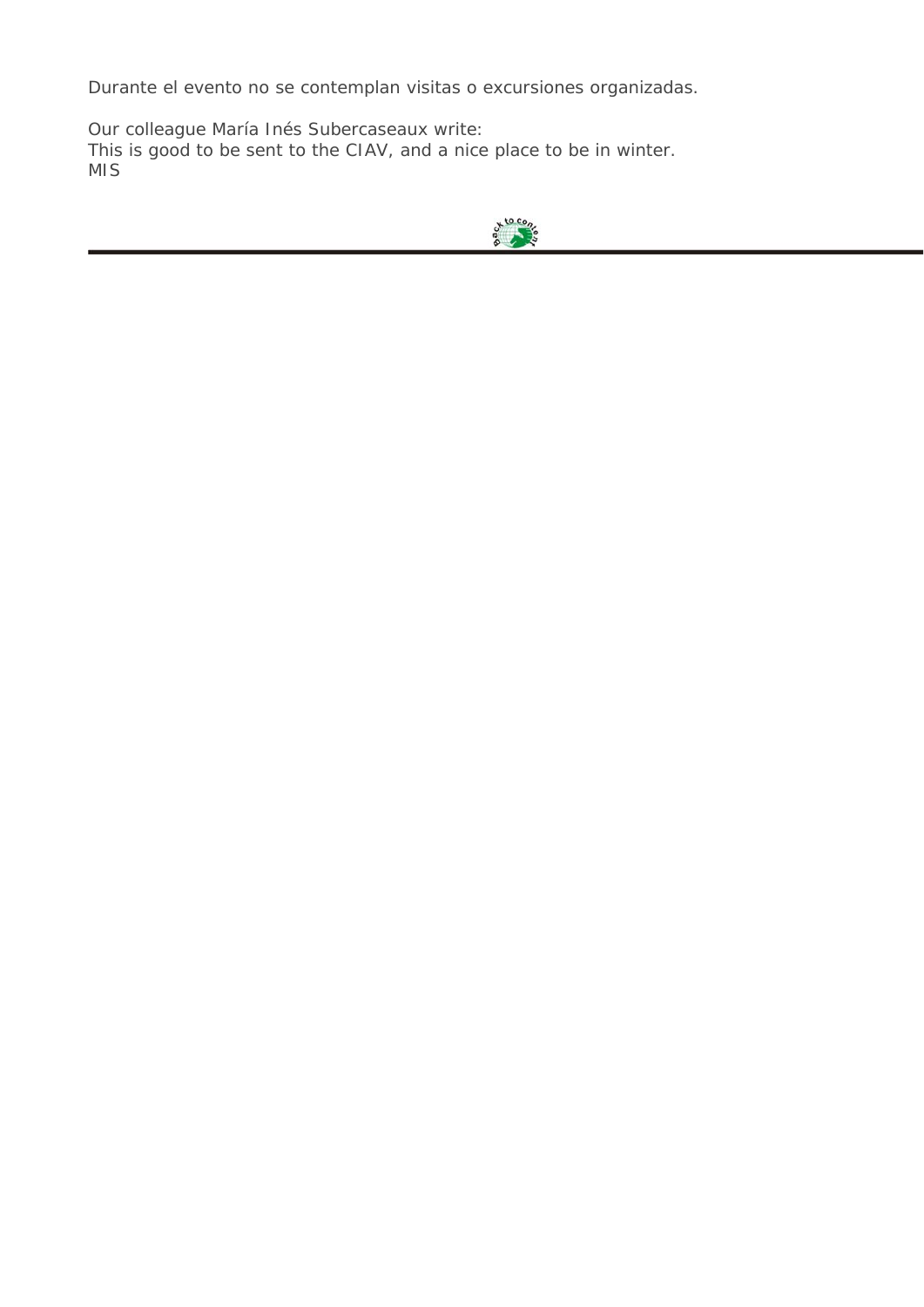Durante el evento no se contemplan visitas o excursiones organizadas.

Our colleague María Inés Subercaseaux write:
This is good to be sent to the CIAV, and a nice place to be in winter.
MIS

---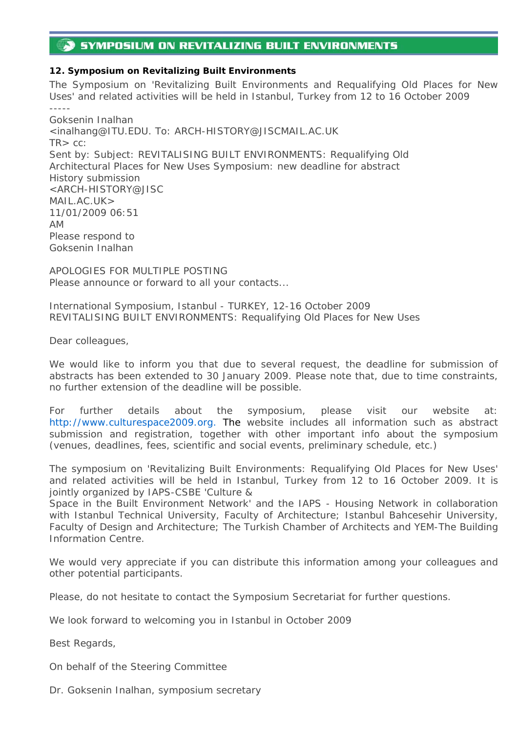## SYMPOSIUM ON REVITALIZING BUILT ENVIRONMENTS

**12. Symposium on Revitalizing Built Environments**

The Symposium on 'Revitalizing Built Environments and Requalifying Old Places for New Uses' and related activities will be held in Istanbul, Turkey from 12 to 16 October 2009

-----

Goksenin Inalhan
<inalhang@ITU.EDU. To: ARCH-HISTORY@JISCMAIL.AC.UK
TR> cc:
Sent by: Subject: REVITALISING BUILT ENVIRONMENTS: Requalifying Old Architectural Places for New Uses Symposium: new deadline for abstract
History submission
<ARCH-HISTORY@JISC
MAIL.AC.UK>
11/01/2009 06:51
AM
Please respond to
Goksenin Inalhan

APOLOGIES FOR MULTIPLE POSTING
Please announce or forward to all your contacts...

International Symposium, Istanbul - TURKEY, 12-16 October 2009
REVITALISING BUILT ENVIRONMENTS: Requalifying Old Places for New Uses

Dear colleagues,

We would like to inform you that due to several request, the deadline for submission of abstracts has been extended to 30 January 2009. Please note that, due to time constraints, no further extension of the deadline will be possible.

For further details about the symposium, please visit our website at: http://www.culturespace2009.org. The website includes all information such as abstract submission and registration, together with other important info about the symposium (venues, deadlines, fees, scientific and social events, preliminary schedule, etc.)

The symposium on 'Revitalizing Built Environments: Requalifying Old Places for New Uses' and related activities will be held in Istanbul, Turkey from 12 to 16 October 2009. It is jointly organized by IAPS-CSBE 'Culture & Space in the Built Environment Network' and the IAPS - Housing Network in collaboration with Istanbul Technical University, Faculty of Architecture; Istanbul Bahcesehir University, Faculty of Design and Architecture; The Turkish Chamber of Architects and YEM-The Building Information Centre.

We would very appreciate if you can distribute this information among your colleagues and other potential participants.

Please, do not hesitate to contact the Symposium Secretariat for further questions.

We look forward to welcoming you in Istanbul in October 2009

Best Regards,

On behalf of the Steering Committee

Dr. Goksenin Inalhan, symposium secretary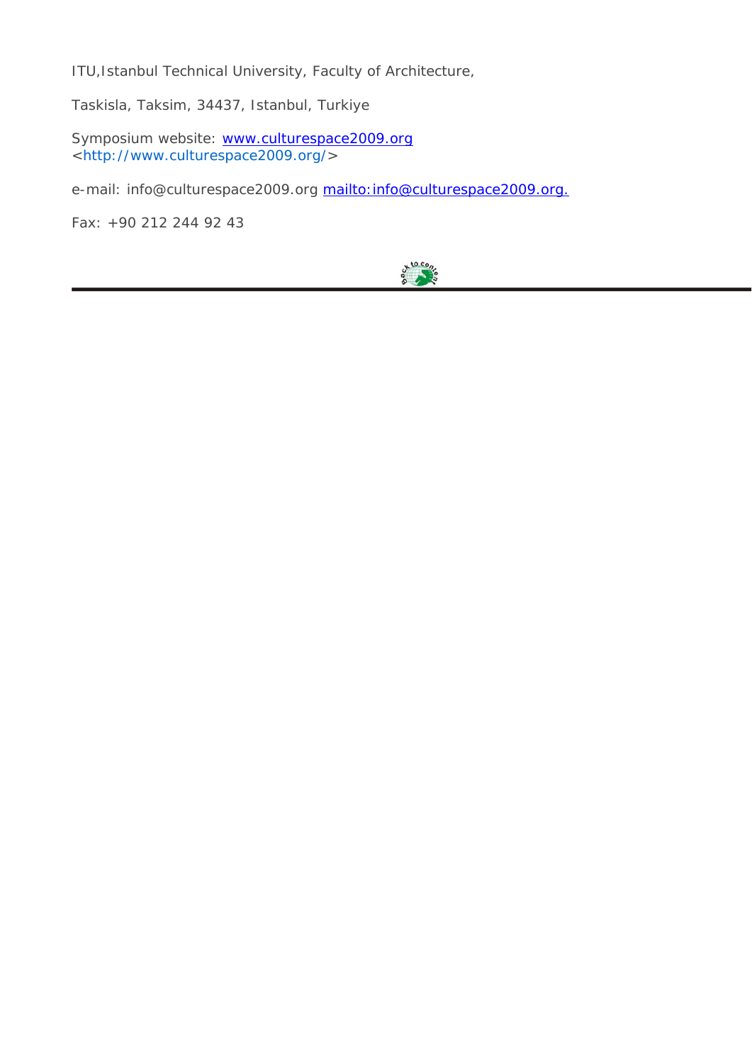ITU,Istanbul Technical University, Faculty of Architecture,

Taskisla, Taksim, 34437, Istanbul, Turkiye

Symposium website: www.culturespace2009.org
<http://www.culturespace2009.org/>

e-mail: info@culturespace2009.org mailto:info@culturespace2009.org.

Fax: +90 212 244 92 43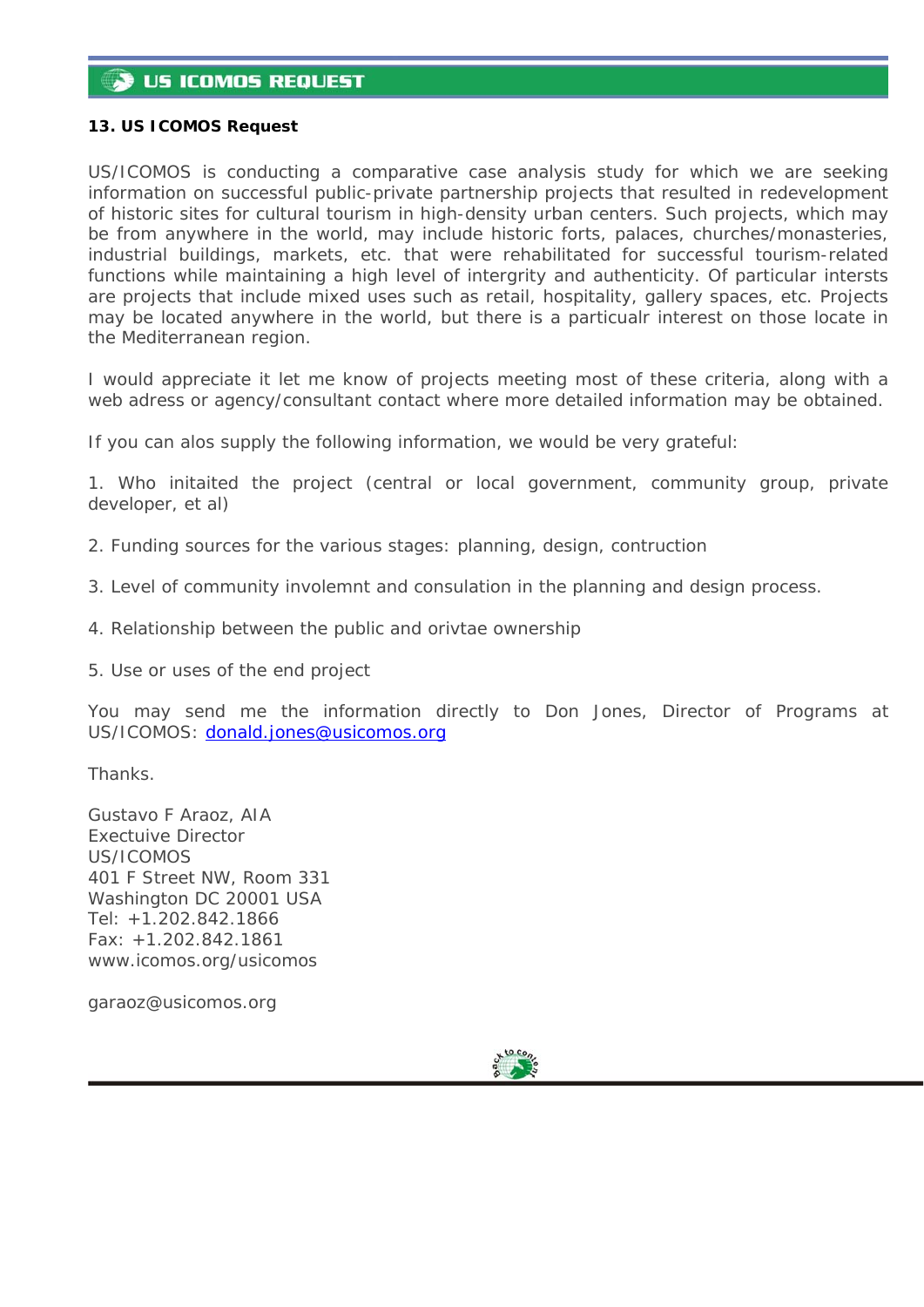## US ICOMOS REQUEST

**13. US ICOMOS Request**

US/ICOMOS is conducting a comparative case analysis study for which we are seeking information on successful public-private partnership projects that resulted in redevelopment of historic sites for cultural tourism in high-density urban centers. Such projects, which may be from anywhere in the world, may include historic forts, palaces, churches/monasteries, industrial buildings, markets, etc. that were rehabilitated for successful tourism-related functions while maintaining a high level of intergrity and authenticity. Of particular intersts are projects that include mixed uses such as retail, hospitality, gallery spaces, etc. Projects may be located anywhere in the world, but there is a particualr interest on those locate in the Mediterranean region.

I would appreciate it let me know of projects meeting most of these criteria, along with a web adress or agency/consultant contact where more detailed information may be obtained.

If you can alos supply the following information, we would be very grateful:

1. Who initaited the project (central or local government, community group, private developer, et al)

2. Funding sources for the various stages: planning, design, contruction

3. Level of community involemnt and consulation in the planning and design process.

4. Relationship between the public and orivtae ownership

5. Use or uses of the end project

You may send me the information directly to Don Jones, Director of Programs at US/ICOMOS: donald.jones@usicomos.org

Thanks.

Gustavo F Araoz, AIA
Exectuive Director
US/ICOMOS
401 F Street NW, Room 331
Washington DC 20001 USA
Tel: +1.202.842.1866
Fax: +1.202.842.1861
www.icomos.org/usicomos

garaoz@usicomos.org